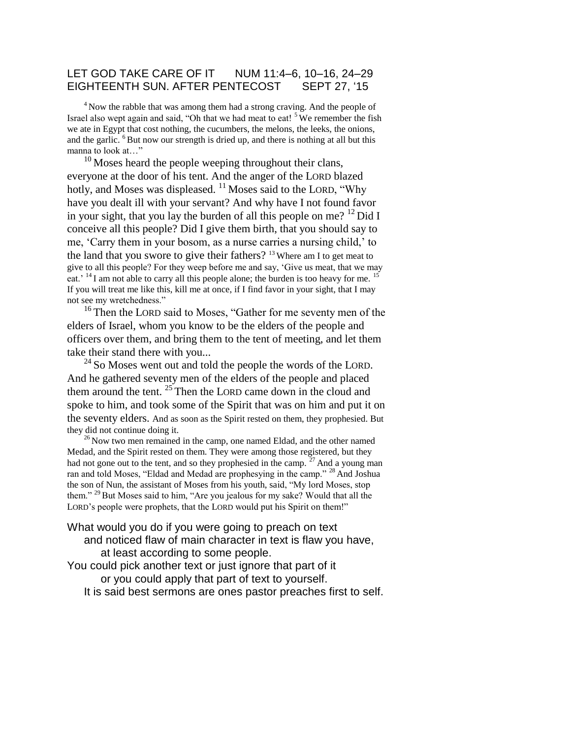# LET GOD TAKE CARE OF IT NUM 11:4–6, 10–16, 24–29
## EIGHTEENTH SUN. AFTER PENTECOST SEPT 27, '15

[4] Now the rabble that was among them had a strong craving. And the people of Israel also wept again and said, "Oh that we had meat to eat! [5] We remember the fish we ate in Egypt that cost nothing, the cucumbers, the melons, the leeks, the onions, and the garlic. [6] But now our strength is dried up, and there is nothing at all but this manna to look at…"

[10] Moses heard the people weeping throughout their clans, everyone at the door of his tent. And the anger of the LORD blazed hotly, and Moses was displeased. [11] Moses said to the LORD, "Why have you dealt ill with your servant? And why have I not found favor in your sight, that you lay the burden of all this people on me? [12] Did I conceive all this people? Did I give them birth, that you should say to me, 'Carry them in your bosom, as a nurse carries a nursing child,' to the land that you swore to give their fathers? [13] Where am I to get meat to give to all this people? For they weep before me and say, 'Give us meat, that we may eat.' [14] I am not able to carry all this people alone; the burden is too heavy for me. [15] If you will treat me like this, kill me at once, if I find favor in your sight, that I may not see my wretchedness."

[16] Then the LORD said to Moses, "Gather for me seventy men of the elders of Israel, whom you know to be the elders of the people and officers over them, and bring them to the tent of meeting, and let them take their stand there with you...

[24] So Moses went out and told the people the words of the LORD. And he gathered seventy men of the elders of the people and placed them around the tent. [25] Then the LORD came down in the cloud and spoke to him, and took some of the Spirit that was on him and put it on the seventy elders. And as soon as the Spirit rested on them, they prophesied. But they did not continue doing it.

[26] Now two men remained in the camp, one named Eldad, and the other named Medad, and the Spirit rested on them. They were among those registered, but they had not gone out to the tent, and so they prophesied in the camp. [27] And a young man ran and told Moses, "Eldad and Medad are prophesying in the camp." [28] And Joshua the son of Nun, the assistant of Moses from his youth, said, "My lord Moses, stop them." [29] But Moses said to him, "Are you jealous for my sake? Would that all the LORD's people were prophets, that the LORD would put his Spirit on them!"

What would you do if you were going to preach on text
and noticed flaw of main character in text is flaw you have,
at least according to some people.
You could pick another text or just ignore that part of it
or you could apply that part of text to yourself.
It is said best sermons are ones pastor preaches first to self.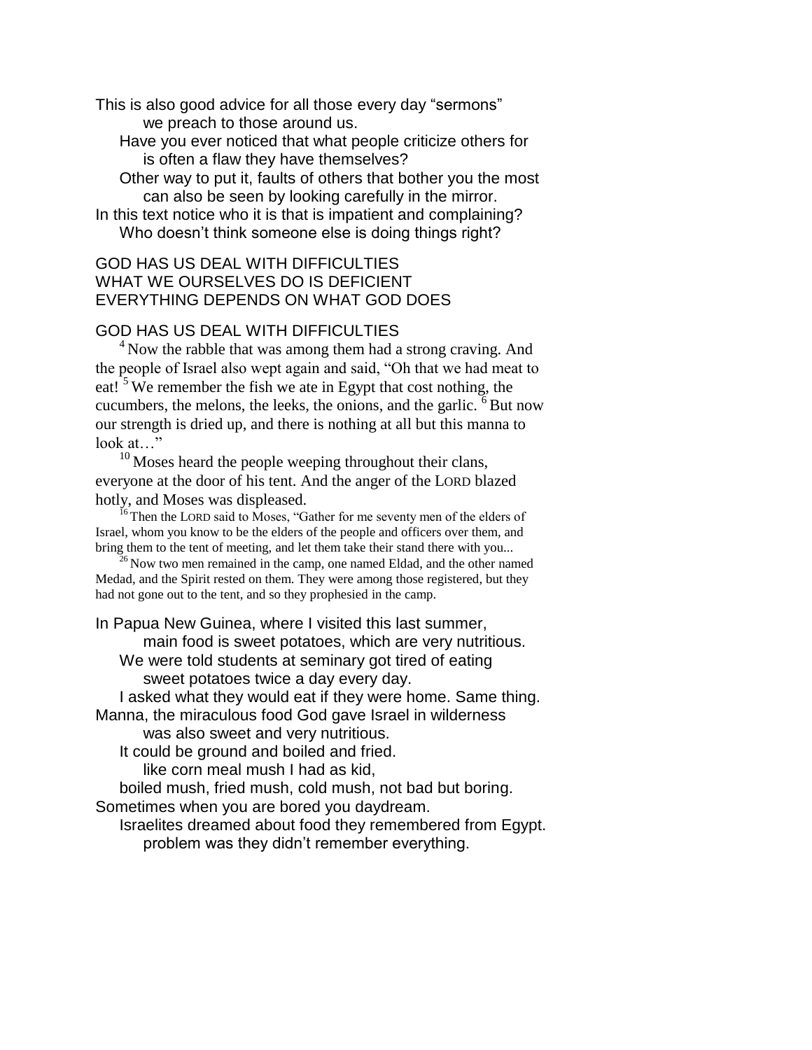This is also good advice for all those every day "sermons"
we preach to those around us.

Have you ever noticed that what people criticize others for
is often a flaw they have themselves?

Other way to put it, faults of others that bother you the most
can also be seen by looking carefully in the mirror.

In this text notice who it is that is impatient and complaining?

Who doesn't think someone else is doing things right?

GOD HAS US DEAL WITH DIFFICULTIES
WHAT WE OURSELVES DO IS DEFICIENT
EVERYTHING DEPENDS ON WHAT GOD DOES

GOD HAS US DEAL WITH DIFFICULTIES

[4] Now the rabble that was among them had a strong craving. And the people of Israel also wept again and said, "Oh that we had meat to eat! [5] We remember the fish we ate in Egypt that cost nothing, the cucumbers, the melons, the leeks, the onions, and the garlic. [6] But now our strength is dried up, and there is nothing at all but this manna to look at…"

[10] Moses heard the people weeping throughout their clans, everyone at the door of his tent. And the anger of the LORD blazed hotly, and Moses was displeased.

[16] Then the LORD said to Moses, "Gather for me seventy men of the elders of Israel, whom you know to be the elders of the people and officers over them, and bring them to the tent of meeting, and let them take their stand there with you...

[26] Now two men remained in the camp, one named Eldad, and the other named Medad, and the Spirit rested on them. They were among those registered, but they had not gone out to the tent, and so they prophesied in the camp.

In Papua New Guinea, where I visited this last summer,
main food is sweet potatoes, which are very nutritious.

We were told students at seminary got tired of eating
sweet potatoes twice a day every day.

I asked what they would eat if they were home. Same thing.

Manna, the miraculous food God gave Israel in wilderness
was also sweet and very nutritious.

It could be ground and boiled and fried.
like corn meal mush I had as kid,

boiled mush, fried mush, cold mush, not bad but boring.

Sometimes when you are bored you daydream.

Israelites dreamed about food they remembered from Egypt.
problem was they didn't remember everything.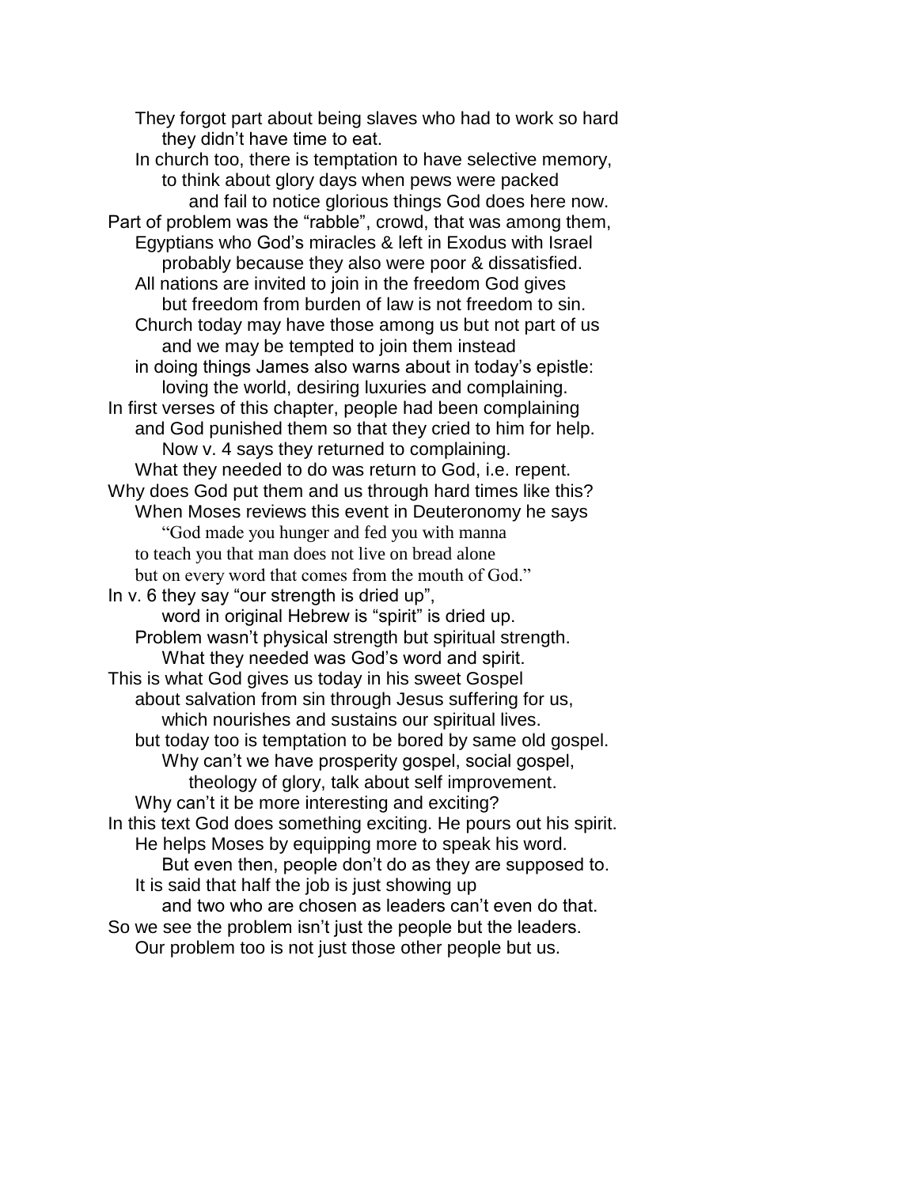They forgot part about being slaves who had to work so hard
they didn't have time to eat.

In church too, there is temptation to have selective memory,
to think about glory days when pews were packed
and fail to notice glorious things God does here now.

Part of problem was the "rabble", crowd, that was among them,
Egyptians who God's miracles & left in Exodus with Israel
probably because they also were poor & dissatisfied.

All nations are invited to join in the freedom God gives
but freedom from burden of law is not freedom to sin.

Church today may have those among us but not part of us
and we may be tempted to join them instead
in doing things James also warns about in today's epistle:
loving the world, desiring luxuries and complaining.

In first verses of this chapter, people had been complaining
and God punished them so that they cried to him for help.
Now v. 4 says they returned to complaining.

What they needed to do was return to God, i.e. repent.

Why does God put them and us through hard times like this?
When Moses reviews this event in Deuteronomy he says
"God made you hunger and fed you with manna
to teach you that man does not live on bread alone
but on every word that comes from the mouth of God."

In v. 6 they say "our strength is dried up",
word in original Hebrew is "spirit" is dried up.

Problem wasn't physical strength but spiritual strength.
What they needed was God's word and spirit.

This is what God gives us today in his sweet Gospel
about salvation from sin through Jesus suffering for us,
which nourishes and sustains our spiritual lives.

but today too is temptation to be bored by same old gospel.
Why can't we have prosperity gospel, social gospel,
theology of glory, talk about self improvement.

Why can't it be more interesting and exciting?

In this text God does something exciting. He pours out his spirit.
He helps Moses by equipping more to speak his word.
But even then, people don't do as they are supposed to.

It is said that half the job is just showing up
and two who are chosen as leaders can't even do that.

So we see the problem isn't just the people but the leaders.
Our problem too is not just those other people but us.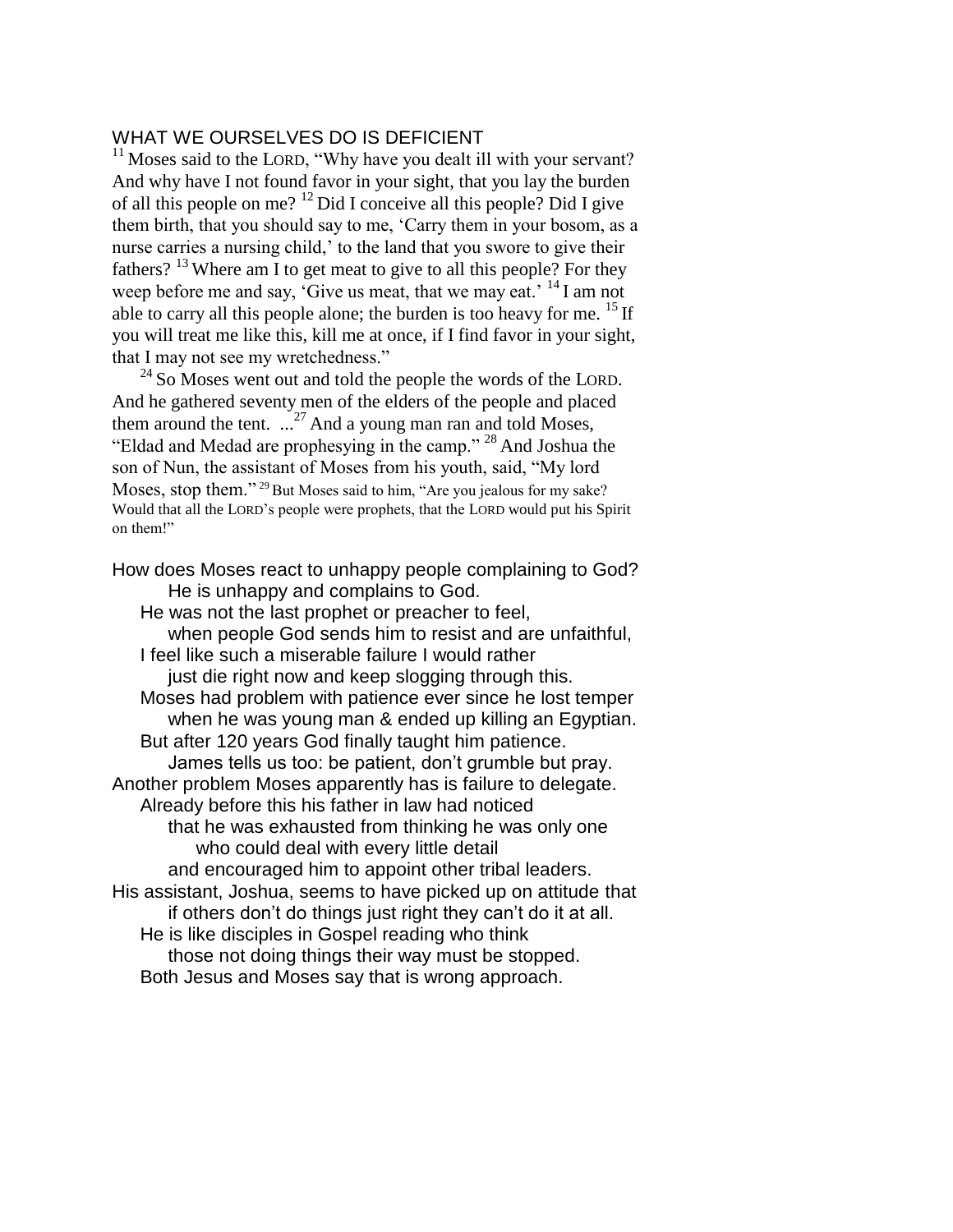## WHAT WE OURSELVES DO IS DEFICIENT

[11] Moses said to the LORD, "Why have you dealt ill with your servant? And why have I not found favor in your sight, that you lay the burden of all this people on me? [12] Did I conceive all this people? Did I give them birth, that you should say to me, 'Carry them in your bosom, as a nurse carries a nursing child,' to the land that you swore to give their fathers? [13] Where am I to get meat to give to all this people? For they weep before me and say, 'Give us meat, that we may eat.' [14] I am not able to carry all this people alone; the burden is too heavy for me. [15] If you will treat me like this, kill me at once, if I find favor in your sight, that I may not see my wretchedness."

[24] So Moses went out and told the people the words of the LORD. And he gathered seventy men of the elders of the people and placed them around the tent. ...[27] And a young man ran and told Moses, "Eldad and Medad are prophesying in the camp." [28] And Joshua the son of Nun, the assistant of Moses from his youth, said, "My lord Moses, stop them." [29] But Moses said to him, "Are you jealous for my sake? Would that all the LORD's people were prophets, that the LORD would put his Spirit on them!"

How does Moses react to unhappy people complaining to God?
He is unhappy and complains to God.
He was not the last prophet or preacher to feel,
when people God sends him to resist and are unfaithful,
I feel like such a miserable failure I would rather
just die right now and keep slogging through this.
Moses had problem with patience ever since he lost temper
when he was young man & ended up killing an Egyptian.
But after 120 years God finally taught him patience.
James tells us too: be patient, don't grumble but pray.
Another problem Moses apparently has is failure to delegate.
Already before this his father in law had noticed
that he was exhausted from thinking he was only one
who could deal with every little detail
and encouraged him to appoint other tribal leaders.
His assistant, Joshua, seems to have picked up on attitude that
if others don't do things just right they can't do it at all.
He is like disciples in Gospel reading who think
those not doing things their way must be stopped.
Both Jesus and Moses say that is wrong approach.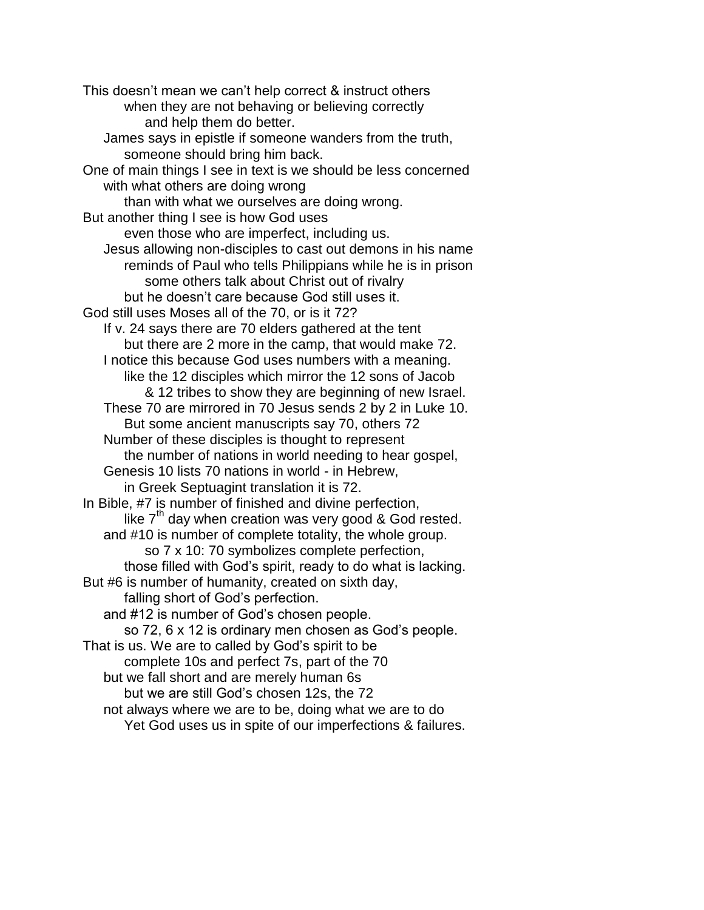This doesn't mean we can't help correct & instruct others
when they are not behaving or believing correctly
and help them do better.
James says in epistle if someone wanders from the truth,
someone should bring him back.
One of main things I see in text is we should be less concerned
with what others are doing wrong
than with what we ourselves are doing wrong.
But another thing I see is how God uses
even those who are imperfect, including us.
Jesus allowing non-disciples to cast out demons in his name
reminds of Paul who tells Philippians while he is in prison
some others talk about Christ out of rivalry
but he doesn't care because God still uses it.
God still uses Moses all of the 70, or is it 72?
If v. 24 says there are 70 elders gathered at the tent
but there are 2 more in the camp, that would make 72.
I notice this because God uses numbers with a meaning.
like the 12 disciples which mirror the 12 sons of Jacob
& 12 tribes to show they are beginning of new Israel.
These 70 are mirrored in 70 Jesus sends 2 by 2 in Luke 10.
But some ancient manuscripts say 70, others 72
Number of these disciples is thought to represent
the number of nations in world needing to hear gospel,
Genesis 10 lists 70 nations in world - in Hebrew,
in Greek Septuagint translation it is 72.
In Bible, #7 is number of finished and divine perfection,
like 7th day when creation was very good & God rested.
and #10 is number of complete totality, the whole group.
so 7 x 10: 70 symbolizes complete perfection,
those filled with God's spirit, ready to do what is lacking.
But #6 is number of humanity, created on sixth day,
falling short of God's perfection.
and #12 is number of God's chosen people.
so 72, 6 x 12 is ordinary men chosen as God's people.
That is us. We are to called by God's spirit to be
complete 10s and perfect 7s, part of the 70
but we fall short and are merely human 6s
but we are still God's chosen 12s, the 72
not always where we are to be, doing what we are to do
Yet God uses us in spite of our imperfections & failures.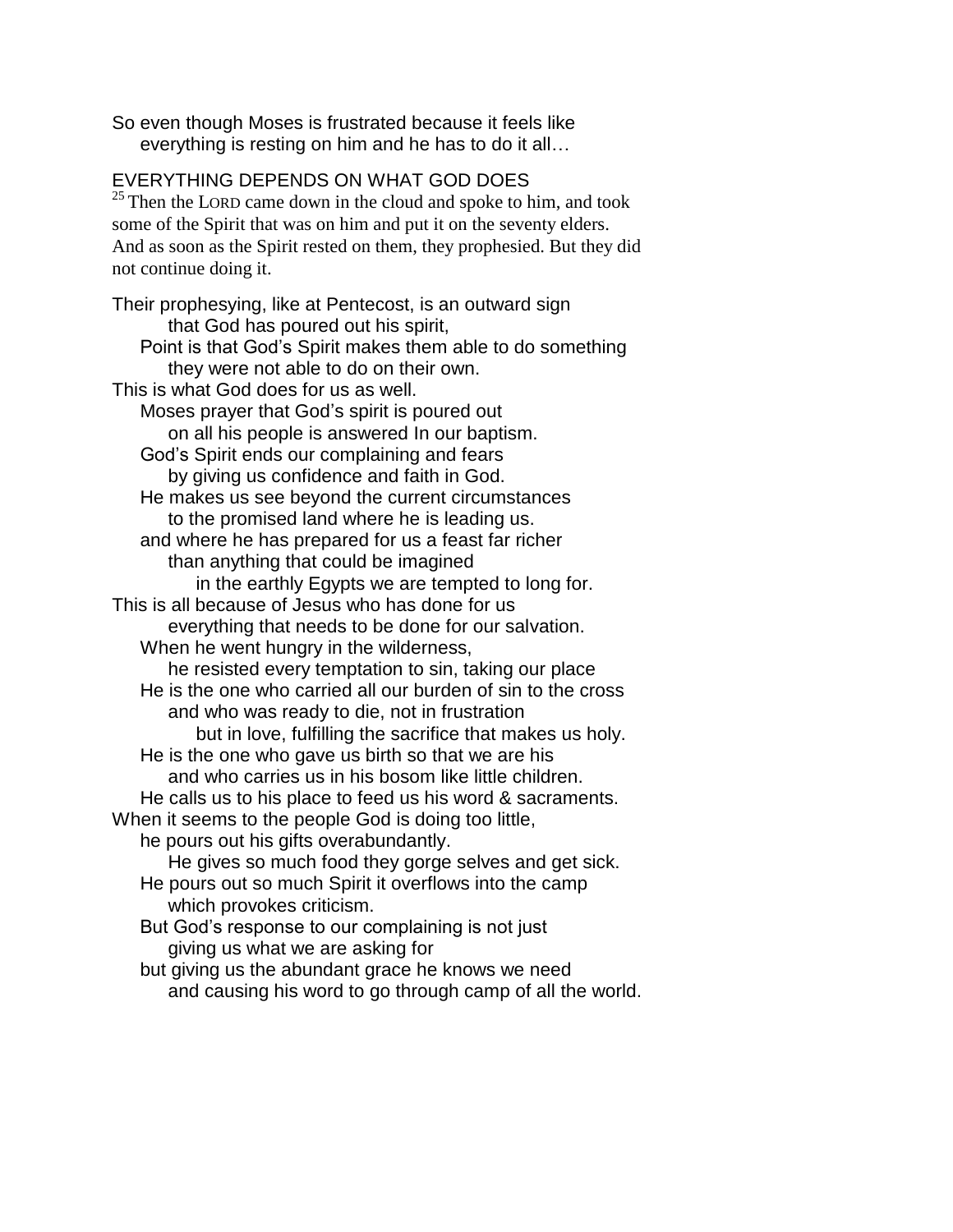So even though Moses is frustrated because it feels like
everything is resting on him and he has to do it all…

EVERYTHING DEPENDS ON WHAT GOD DOES

[25] Then the LORD came down in the cloud and spoke to him, and took some of the Spirit that was on him and put it on the seventy elders. And as soon as the Spirit rested on them, they prophesied. But they did not continue doing it.

Their prophesying, like at Pentecost, is an outward sign
that God has poured out his spirit,
Point is that God's Spirit makes them able to do something
they were not able to do on their own.
This is what God does for us as well.
Moses prayer that God's spirit is poured out
on all his people is answered In our baptism.
God's Spirit ends our complaining and fears
by giving us confidence and faith in God.
He makes us see beyond the current circumstances
to the promised land where he is leading us.
and where he has prepared for us a feast far richer
than anything that could be imagined
in the earthly Egypts we are tempted to long for.
This is all because of Jesus who has done for us
everything that needs to be done for our salvation.
When he went hungry in the wilderness,
he resisted every temptation to sin, taking our place
He is the one who carried all our burden of sin to the cross
and who was ready to die, not in frustration
but in love, fulfilling the sacrifice that makes us holy.
He is the one who gave us birth so that we are his
and who carries us in his bosom like little children.
He calls us to his place to feed us his word & sacraments.
When it seems to the people God is doing too little,
he pours out his gifts overabundantly.
He gives so much food they gorge selves and get sick.
He pours out so much Spirit it overflows into the camp
which provokes criticism.
But God's response to our complaining is not just
giving us what we are asking for
but giving us the abundant grace he knows we need
and causing his word to go through camp of all the world.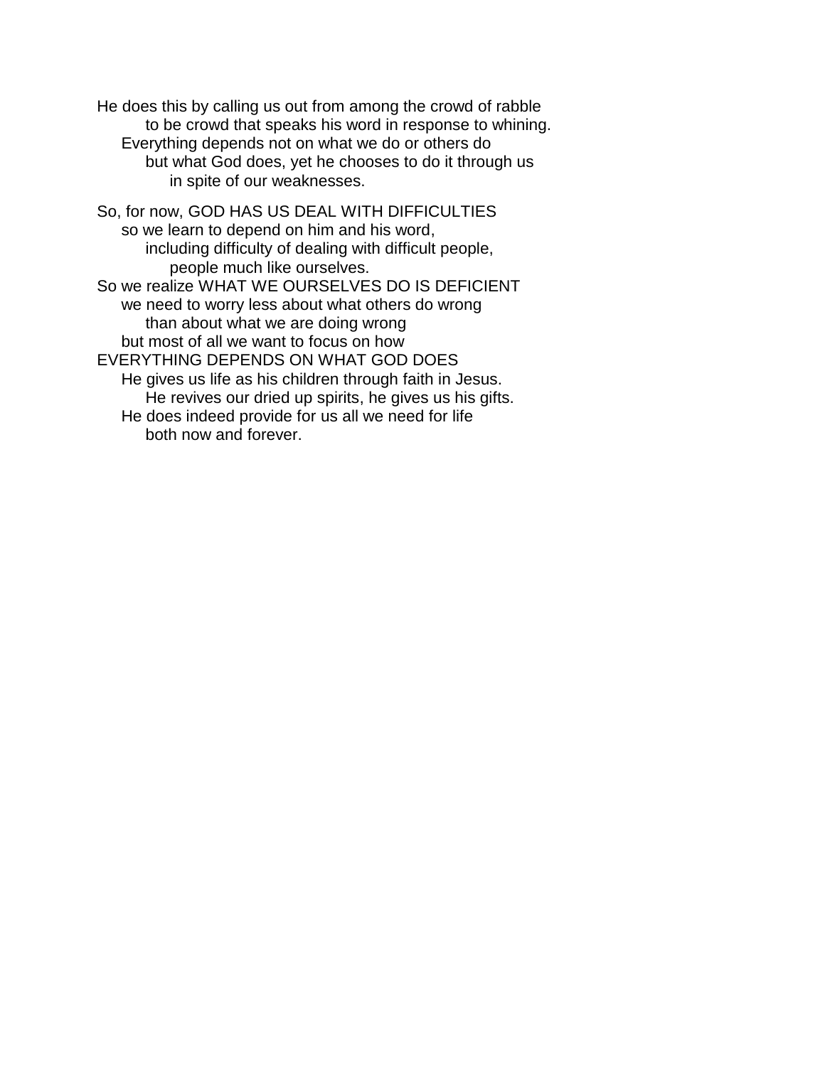He does this by calling us out from among the crowd of rabble
        to be crowd that speaks his word in response to whining.
    Everything depends not on what we do or others do
        but what God does, yet he chooses to do it through us
            in spite of our weaknesses.

So, for now, GOD HAS US DEAL WITH DIFFICULTIES
    so we learn to depend on him and his word,
        including difficulty of dealing with difficult people,
            people much like ourselves.
So we realize WHAT WE OURSELVES DO IS DEFICIENT
    we need to worry less about what others do wrong
        than about what we are doing wrong
    but most of all we want to focus on how
EVERYTHING DEPENDS ON WHAT GOD DOES
    He gives us life as his children through faith in Jesus.
        He revives our dried up spirits, he gives us his gifts.
    He does indeed provide for us all we need for life
        both now and forever.